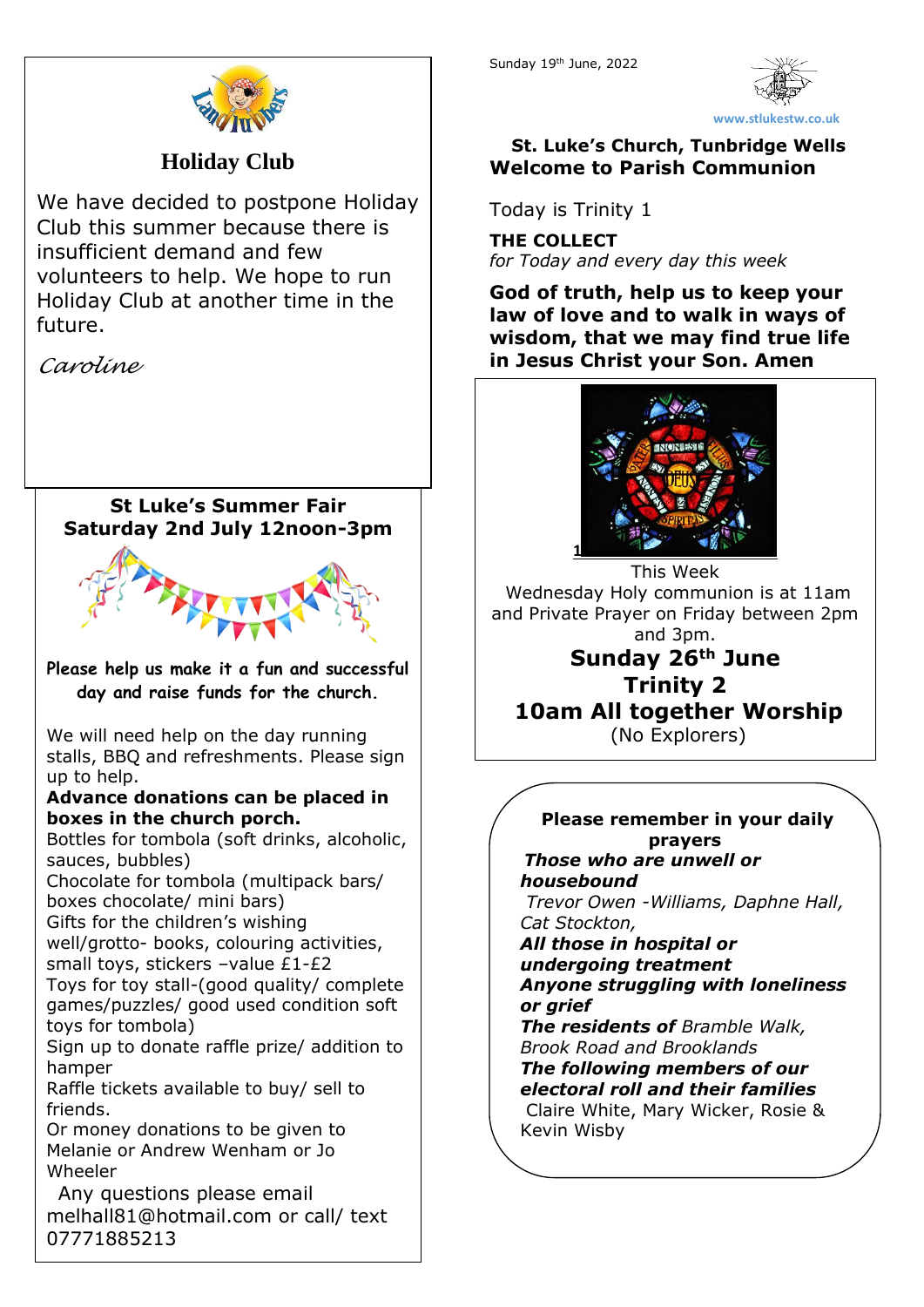Sunday 19th June, 2022

www.stlukestw.co.uk

## St. Luke's Church, Tunbridge Wells
## Welcome to Parish Communion

Today is Trinity 1

**THE COLLECT**
*for Today and every day this week*

**God of truth, help us to keep your law of love and to walk in ways of wisdom, that we may find true life in Jesus Christ your Son. Amen**

This Week
Wednesday Holy communion is at 11am and Private Prayer on Friday between 2pm and 3pm.

**Sunday 26th June**
**Trinity 2**
**10am All together Worship**
(No Explorers)

**Please remember in your daily prayers**

***Those who are unwell or housebound***
*Trevor Owen -Williams, Daphne Hall, Cat Stockton,*
***All those in hospital or undergoing treatment***
***Anyone struggling with loneliness or grief***
***The residents of** Bramble Walk, Brook Road and Brooklands*
***The following members of our electoral roll and their families***
Claire White, Mary Wicker, Rosie & Kevin Wisby

## Holiday Club

We have decided to postpone Holiday Club this summer because there is insufficient demand and few volunteers to help. We hope to run Holiday Club at another time in the future.

*Caroline*

## St Luke's Summer Fair
## Saturday 2nd July 12noon-3pm

**Please help us make it a fun and successful day and raise funds for the church.**

We will need help on the day running stalls, BBQ and refreshments. Please sign up to help.
**Advance donations can be placed in boxes in the church porch.**
Bottles for tombola (soft drinks, alcoholic, sauces, bubbles)
Chocolate for tombola (multipack bars/ boxes chocolate/ mini bars)
Gifts for the children's wishing well/grotto- books, colouring activities, small toys, stickers –value £1-£2
Toys for toy stall-(good quality/ complete games/puzzles/ good used condition soft toys for tombola)
Sign up to donate raffle prize/ addition to hamper
Raffle tickets available to buy/ sell to friends.
Or money donations to be given to Melanie or Andrew Wenham or Jo Wheeler
Any questions please email melhall81@hotmail.com or call/ text 07771885213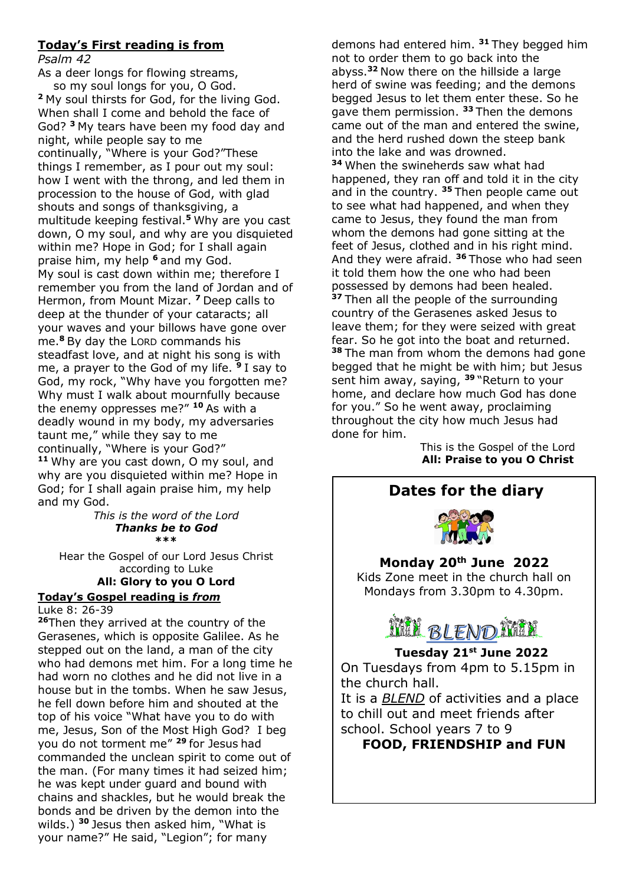## Today's First reading is from

*Psalm 42*

As a deer longs for flowing streams,
so my soul longs for you, O God.
**2** My soul thirsts for God, for the living God. When shall I come and behold the face of God? **3** My tears have been my food day and night, while people say to me continually, "Where is your God?"These things I remember, as I pour out my soul: how I went with the throng, and led them in procession to the house of God, with glad shouts and songs of thanksgiving, a multitude keeping festival.**5** Why are you cast down, O my soul, and why are you disquieted within me? Hope in God; for I shall again praise him, my help **6** and my God.
My soul is cast down within me; therefore I remember you from the land of Jordan and of Hermon, from Mount Mizar. **7** Deep calls to deep at the thunder of your cataracts; all your waves and your billows have gone over me.**8** By day the LORD commands his steadfast love, and at night his song is with me, a prayer to the God of my life. **9** I say to God, my rock, "Why have you forgotten me? Why must I walk about mournfully because the enemy oppresses me?" **10** As with a deadly wound in my body, my adversaries taunt me," while they say to me continually, "Where is your God?"
**11** Why are you cast down, O my soul, and why are you disquieted within me? Hope in God; for I shall again praise him, my help and my God.

*This is the word of the Lord*
***Thanks be to God***
\*\*\*

Hear the Gospel of our Lord Jesus Christ according to Luke
**All: Glory to you O Lord**

## Today's Gospel reading is *from*

Luke 8: 26-39

**26**Then they arrived at the country of the Gerasenes, which is opposite Galilee. As he stepped out on the land, a man of the city who had demons met him. For a long time he had worn no clothes and he did not live in a house but in the tombs. When he saw Jesus, he fell down before him and shouted at the top of his voice "What have you to do with me, Jesus, Son of the Most High God? I beg you do not torment me" **29** for Jesus had commanded the unclean spirit to come out of the man. (For many times it had seized him; he was kept under guard and bound with chains and shackles, but he would break the bonds and be driven by the demon into the wilds.) **30** Jesus then asked him, "What is your name?" He said, "Legion"; for many demons had entered him. **31** They begged him not to order them to go back into the abyss.**32** Now there on the hillside a large herd of swine was feeding; and the demons begged Jesus to let them enter these. So he gave them permission. **33** Then the demons came out of the man and entered the swine, and the herd rushed down the steep bank into the lake and was drowned.
**34** When the swineherds saw what had happened, they ran off and told it in the city and in the country. **35** Then people came out to see what had happened, and when they came to Jesus, they found the man from whom the demons had gone sitting at the feet of Jesus, clothed and in his right mind. And they were afraid. **36** Those who had seen it told them how the one who had been possessed by demons had been healed.
**37** Then all the people of the surrounding country of the Gerasenes asked Jesus to leave them; for they were seized with great fear. So he got into the boat and returned.
**38** The man from whom the demons had gone begged that he might be with him; but Jesus sent him away, saying, **39** "Return to your home, and declare how much God has done for you." So he went away, proclaiming throughout the city how much Jesus had done for him.

This is the Gospel of the Lord
**All: Praise to you O Christ**

## Dates for the diary

**Monday 20th June 2022**
Kids Zone meet in the church hall on Mondays from 3.30pm to 4.30pm.

BLEND

**Tuesday 21st June 2022**
On Tuesdays from 4pm to 5.15pm in the church hall.
It is a *BLEND* of activities and a place to chill out and meet friends after school. School years 7 to 9
**FOOD, FRIENDSHIP and FUN**